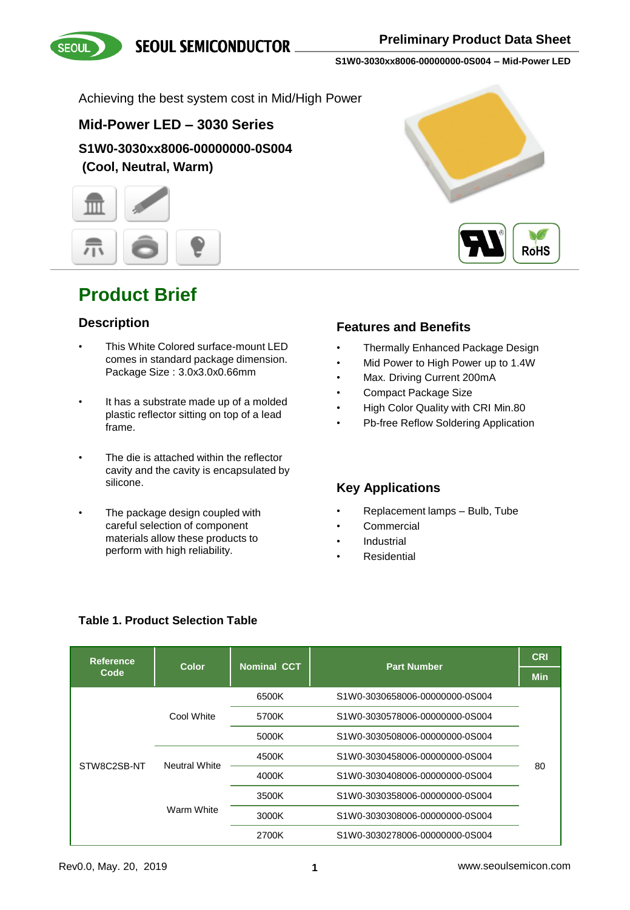Achieving the best system cost in Mid/High Power

## Mid-Power LED – 3030 Series

### S1W0-3030xx8006-00000000-0S004 (Cool, Neutral, Warm)

# Product Brief

### Description

- This White Colored surface-mount LED comes in standard package dimension. Package Size : 3.0x3.0x0.66mm
- It has a substrate made up of a molded plastic reflector sitting on top of a lead frame.
- The die is attached within the reflector cavity and the cavity is encapsulated by silicone.
- The package design coupled with careful selection of component materials allow these products to perform with high reliability.

### Features and Benefits

- Thermally Enhanced Package Design
- Mid Power to High Power up to 1.4W
- Max. Driving Current 200mA
- Compact Package Size
- High Color Quality with CRI Min.80
- Pb-free Reflow Soldering Application

### Key Applications

- Replacement lamps – Bulb, Tube
- Commercial
- Industrial
- Residential

**Table 1. Product Selection Table**

| Reference Code | Color | Nominal CCT | Part Number | CRI Min |
|---|---|---|---|---|
| STW8C2SB-NT | Cool White | 6500K | S1W0-3030658006-00000000-0S004 | 80 |
| | | 5700K | S1W0-3030578006-00000000-0S004 | |
| | | 5000K | S1W0-3030508006-00000000-0S004 | |
| | Neutral White | 4500K | S1W0-3030458006-00000000-0S004 | |
| | | 4000K | S1W0-3030408006-00000000-0S004 | |
| | Warm White | 3500K | S1W0-3030358006-00000000-0S004 | |
| | | 3000K | S1W0-3030308006-00000000-0S004 | |
| | | 2700K | S1W0-3030278006-00000000-0S004 | |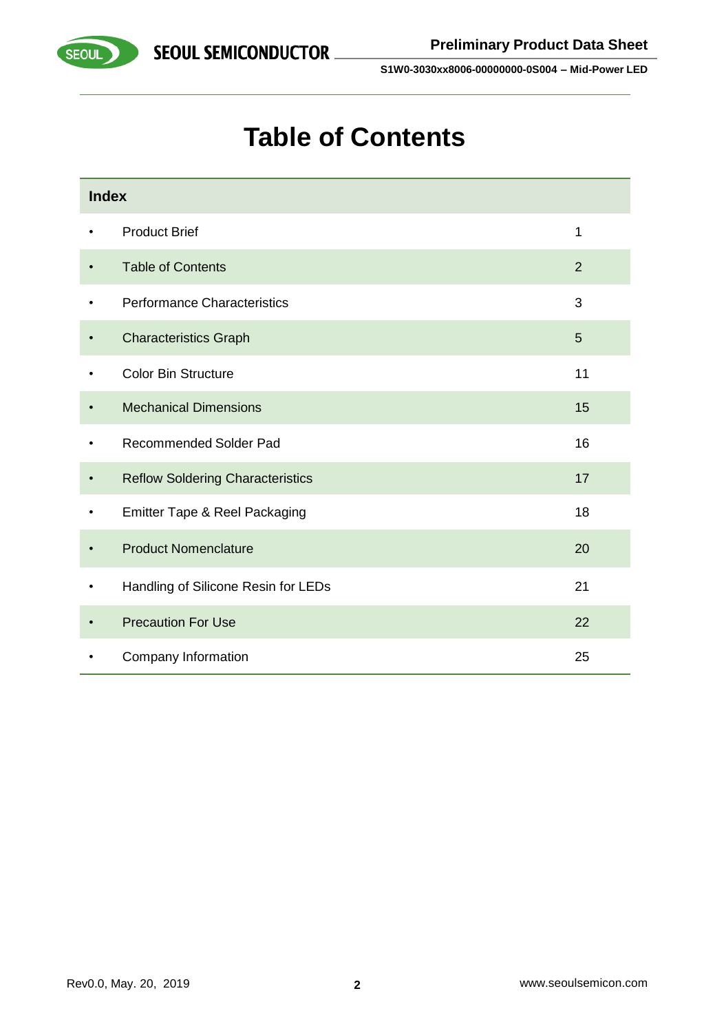# Table of Contents

| Index | | |
|---|---|---|
| • | Product Brief | 1 |
| • | Table of Contents | 2 |
| • | Performance Characteristics | 3 |
| • | Characteristics Graph | 5 |
| • | Color Bin Structure | 11 |
| • | Mechanical Dimensions | 15 |
| • | Recommended Solder Pad | 16 |
| • | Reflow Soldering Characteristics | 17 |
| • | Emitter Tape & Reel Packaging | 18 |
| • | Product Nomenclature | 20 |
| • | Handling of Silicone Resin for LEDs | 21 |
| • | Precaution For Use | 22 |
| • | Company Information | 25 |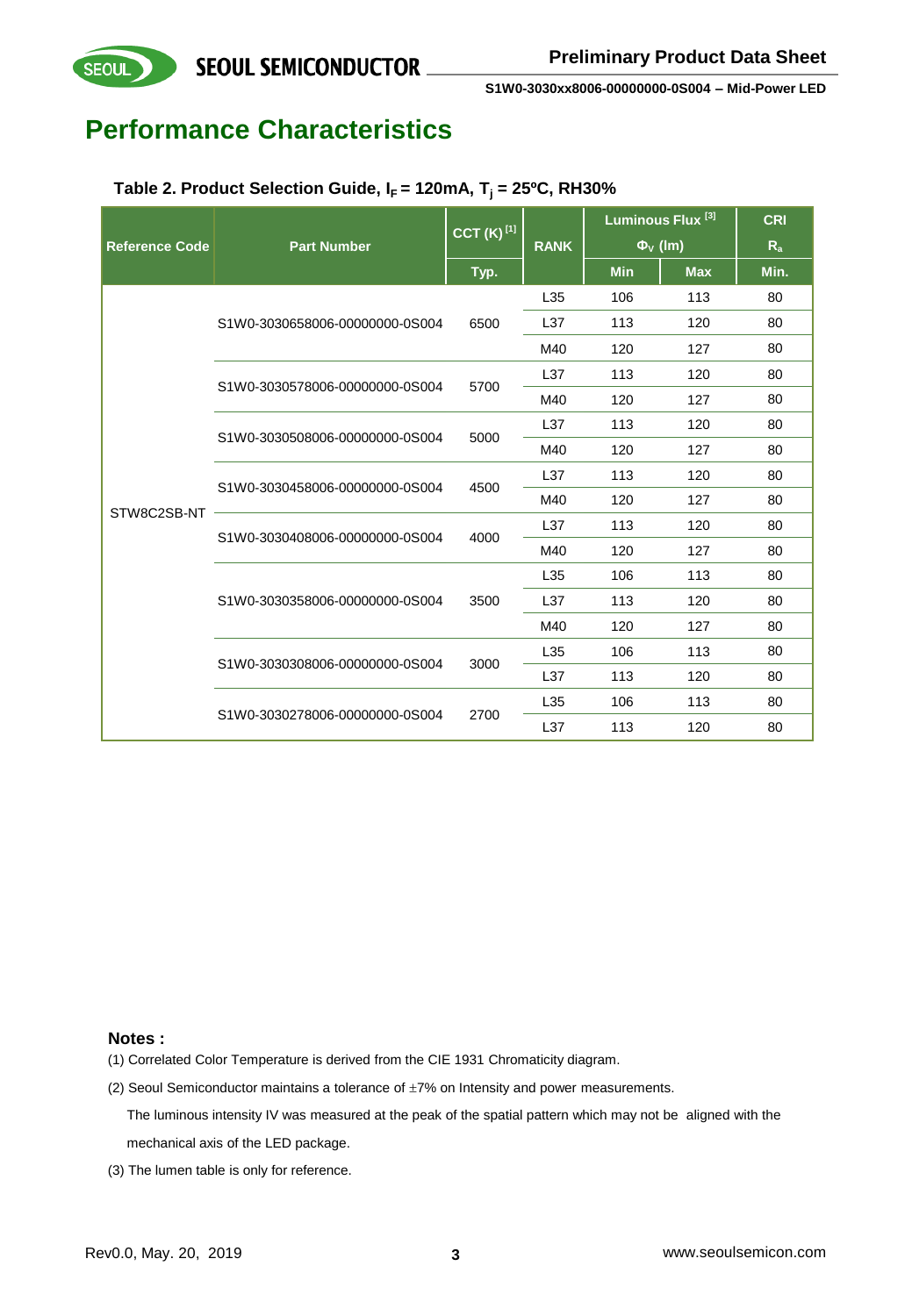# Performance Characteristics

**Table 2. Product Selection Guide, $I_F$ = 120mA, $T_j$ = 25ºC, RH30%**

| Reference Code | Part Number | CCT (K) [1] | RANK | Luminous Flux [3] $\Phi_V$ (lm) | | CRI $R_a$ |
|---|---|---|---|---|---|---|
| | | Typ. | | Min | Max | Min. |
| STW8C2SB-NT | S1W0-3030658006-00000000-0S004 | 6500 | L35 | 106 | 113 | 80 |
| | | | L37 | 113 | 120 | 80 |
| | | | M40 | 120 | 127 | 80 |
| | S1W0-3030578006-00000000-0S004 | 5700 | L37 | 113 | 120 | 80 |
| | | | M40 | 120 | 127 | 80 |
| | S1W0-3030508006-00000000-0S004 | 5000 | L37 | 113 | 120 | 80 |
| | | | M40 | 120 | 127 | 80 |
| | S1W0-3030458006-00000000-0S004 | 4500 | L37 | 113 | 120 | 80 |
| | | | M40 | 120 | 127 | 80 |
| | S1W0-3030408006-00000000-0S004 | 4000 | L37 | 113 | 120 | 80 |
| | | | M40 | 120 | 127 | 80 |
| | S1W0-3030358006-00000000-0S004 | 3500 | L35 | 106 | 113 | 80 |
| | | | L37 | 113 | 120 | 80 |
| | | | M40 | 120 | 127 | 80 |
| | S1W0-3030308006-00000000-0S004 | 3000 | L35 | 106 | 113 | 80 |
| | | | L37 | 113 | 120 | 80 |
| | S1W0-3030278006-00000000-0S004 | 2700 | L35 | 106 | 113 | 80 |
| | | | L37 | 113 | 120 | 80 |

**Notes :**

(1) Correlated Color Temperature is derived from the CIE 1931 Chromaticity diagram.

(2) Seoul Semiconductor maintains a tolerance of ±7% on Intensity and power measurements.
The luminous intensity IV was measured at the peak of the spatial pattern which may not be aligned with the mechanical axis of the LED package.

(3) The lumen table is only for reference.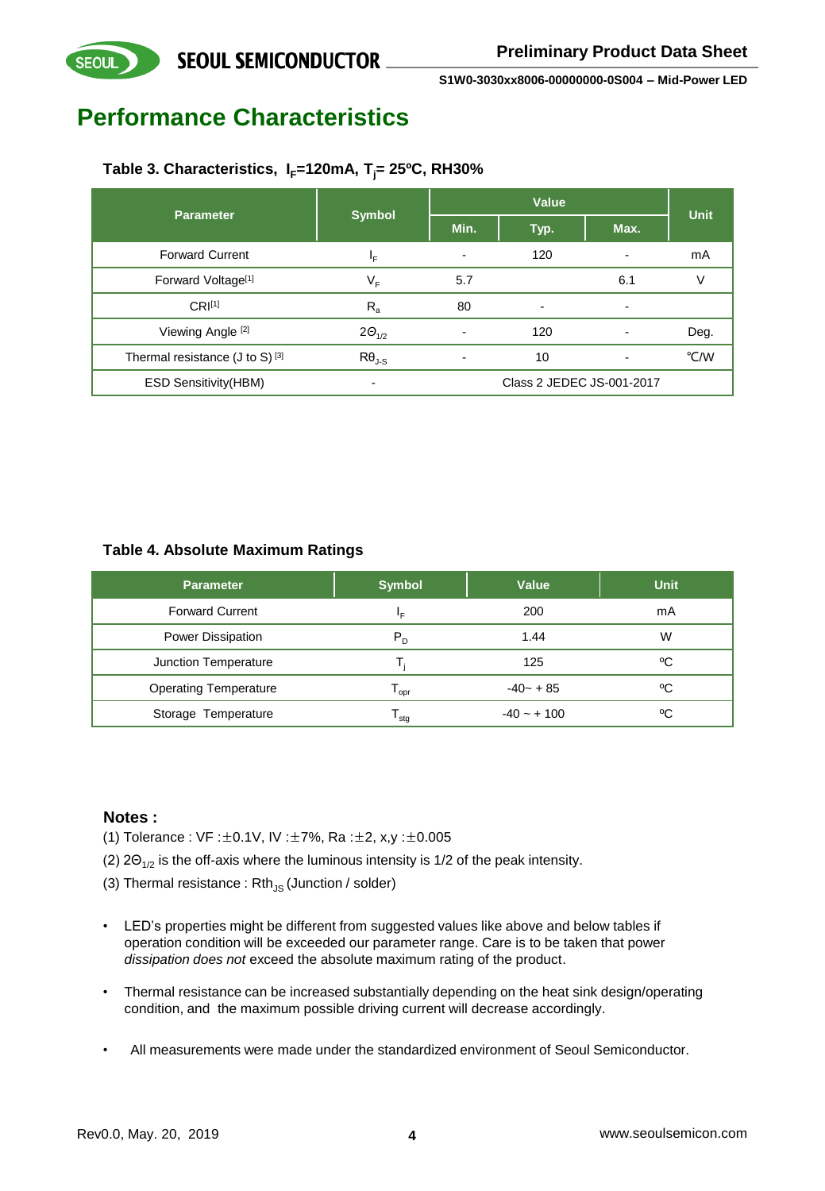// Page header and footer omitted.

# Performance Characteristics

**Table 3. Characteristics, $I_F$=120mA, $T_j$= 25ºC, RH30%**

| Parameter | Symbol | Value | | | Unit |
|---|---|---|---|---|---|
| | | Min. | Typ. | Max. | |
| Forward Current | $I_F$ | - | 120 | - | mA |
| Forward Voltage[1] | $V_F$ | 5.7 | | 6.1 | V |
| CRI[1] | $R_a$ | 80 | - | - | |
| Viewing Angle [2] | $2\Theta_{1/2}$ | - | 120 | - | Deg. |
| Thermal resistance (J to S) [3] | $R\theta_{J\text{-}S}$ | - | 10 | - | ℃/W |
| ESD Sensitivity(HBM) | - | Class 2 JEDEC JS-001-2017 | | | |

**Table 4. Absolute Maximum Ratings**

| Parameter | Symbol | Value | Unit |
|---|---|---|---|
| Forward Current | $I_F$ | 200 | mA |
| Power Dissipation | $P_D$ | 1.44 | W |
| Junction Temperature | $T_j$ | 125 | ºC |
| Operating Temperature | $T_{opr}$ | -40~ + 85 | ºC |
| Storage Temperature | $T_{stg}$ | -40 ~ + 100 | ºC |

**Notes :**

(1) Tolerance : VF :±0.1V, IV :±7%, Ra :±2, x,y :±0.005

(2) $2\Theta_{1/2}$ is the off-axis where the luminous intensity is 1/2 of the peak intensity.

(3) Thermal resistance : $Rth_{JS}$ (Junction / solder)

- LED's properties might be different from suggested values like above and below tables if operation condition will be exceeded our parameter range. Care is to be taken that power *dissipation does not* exceed the absolute maximum rating of the product.
- Thermal resistance can be increased substantially depending on the heat sink design/operating condition, and the maximum possible driving current will decrease accordingly.
- All measurements were made under the standardized environment of Seoul Semiconductor.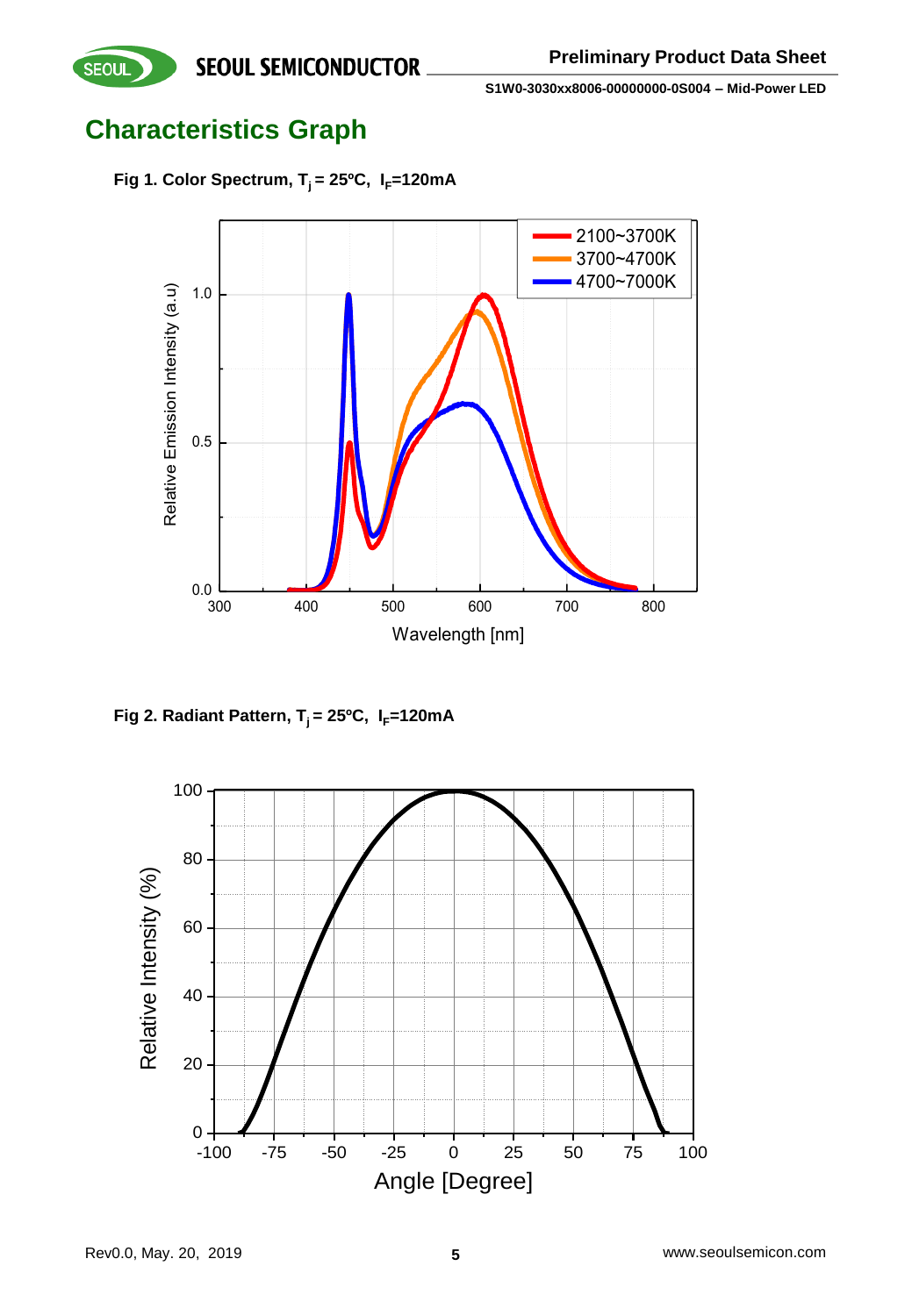## Characteristics Graph

**Fig 1. Color Spectrum, $T_j$ = 25ºC, $I_F$=120mA**

**Fig 2. Radiant Pattern, $T_j$ = 25ºC, $I_F$=120mA**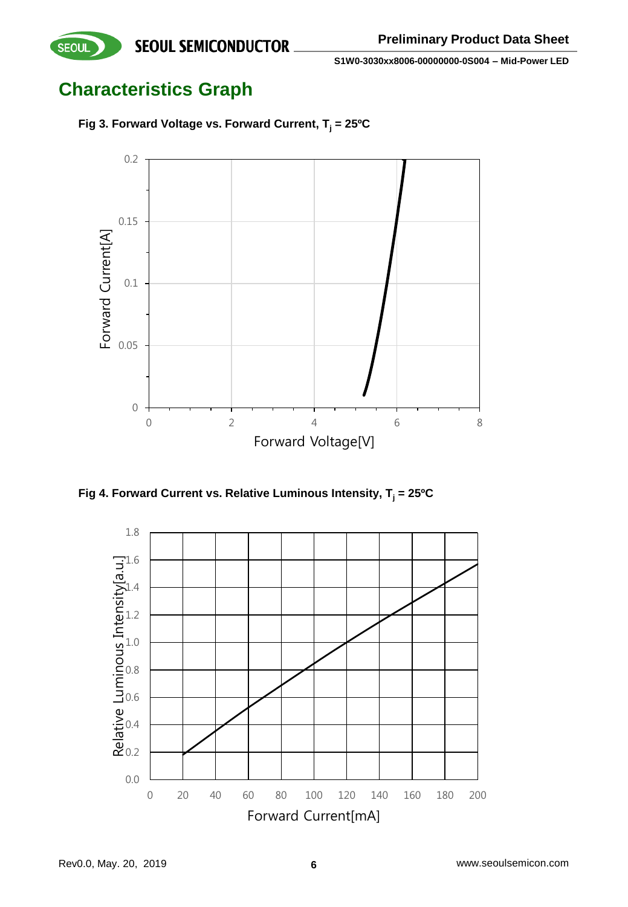## Characteristics Graph

**Fig 3. Forward Voltage vs. Forward Current, $T_j$ = 25ºC**

**Fig 4. Forward Current vs. Relative Luminous Intensity, $T_j$ = 25ºC**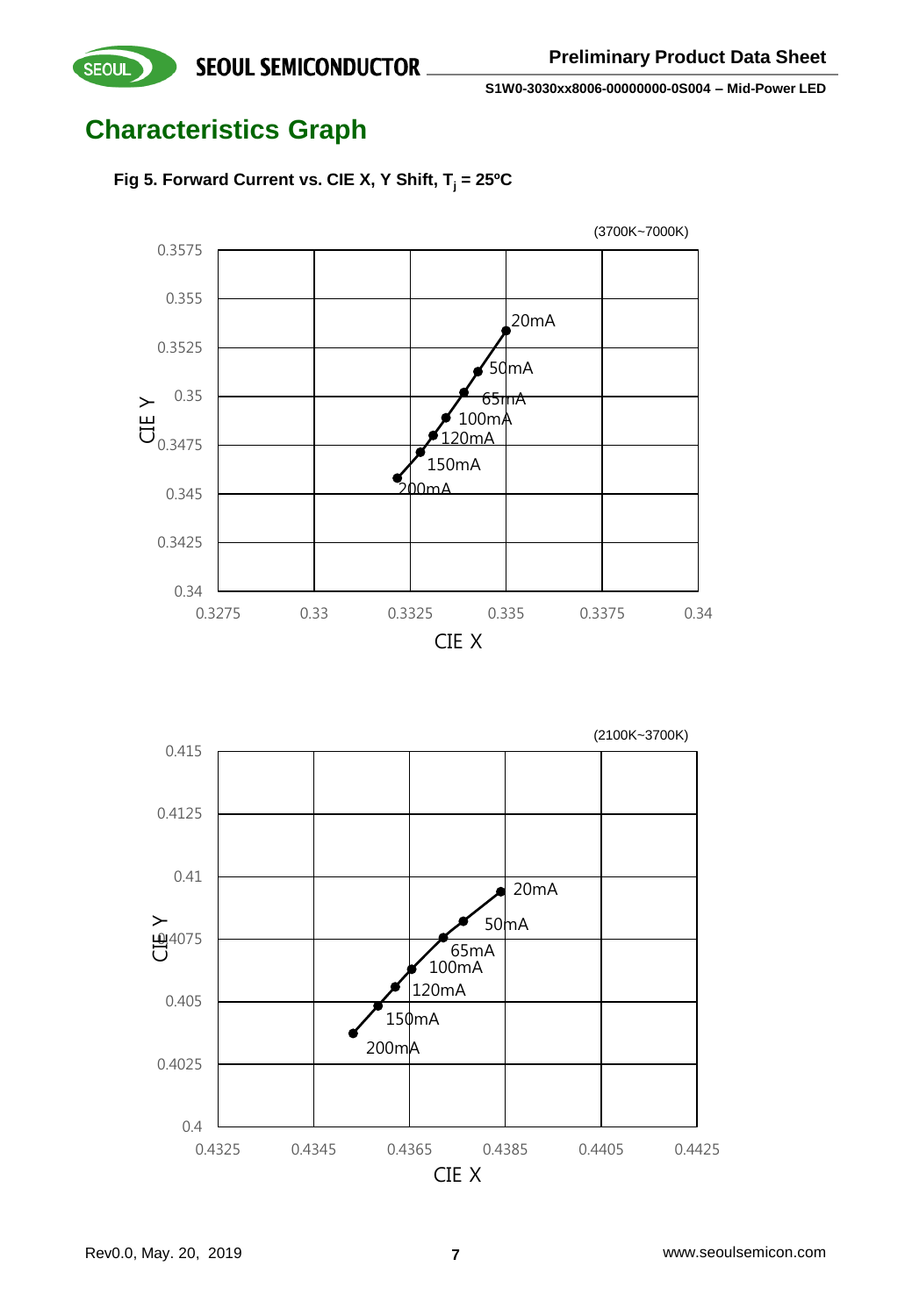## Characteristics Graph

**Fig 5. Forward Current vs. CIE X, Y Shift, $T_j$ = 25ºC**

(3700K~7000K)

CIE Y: 0.3575, 0.355, 0.3525, 0.35, 0.3475, 0.345, 0.3425, 0.34

CIE X: 0.3275, 0.33, 0.3325, 0.335, 0.3375, 0.34

20mA, 50mA, 65mA, 100mA, 120mA, 150mA, 200mA

(2100K~3700K)

CIE Y: 0.415, 0.4125, 0.41, 0.4075, 0.405, 0.4025, 0.4

CIE X: 0.4325, 0.4345, 0.4365, 0.4385, 0.4405, 0.4425

20mA, 50mA, 65mA, 100mA, 120mA, 150mA, 200mA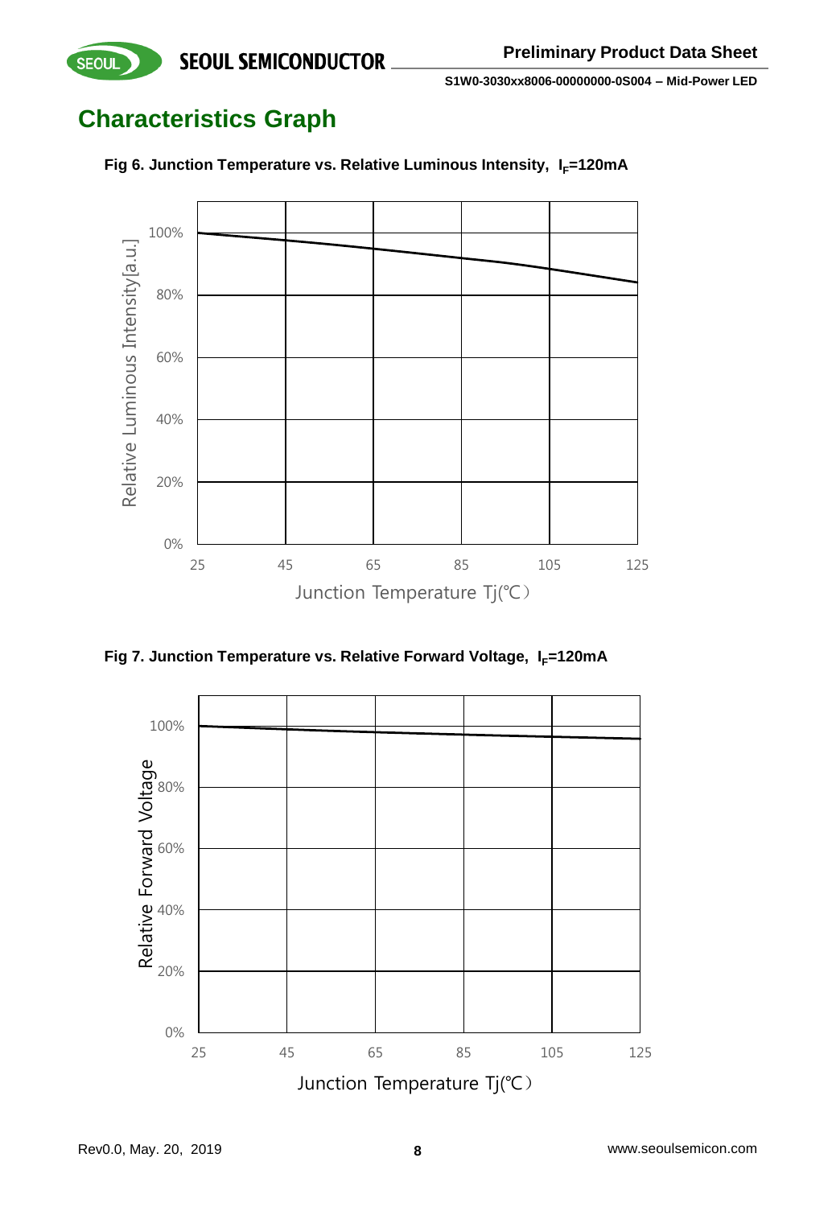## Characteristics Graph

**Fig 6. Junction Temperature vs. Relative Luminous Intensity, $I_F$=120mA**

**Fig 7. Junction Temperature vs. Relative Forward Voltage, $I_F$=120mA**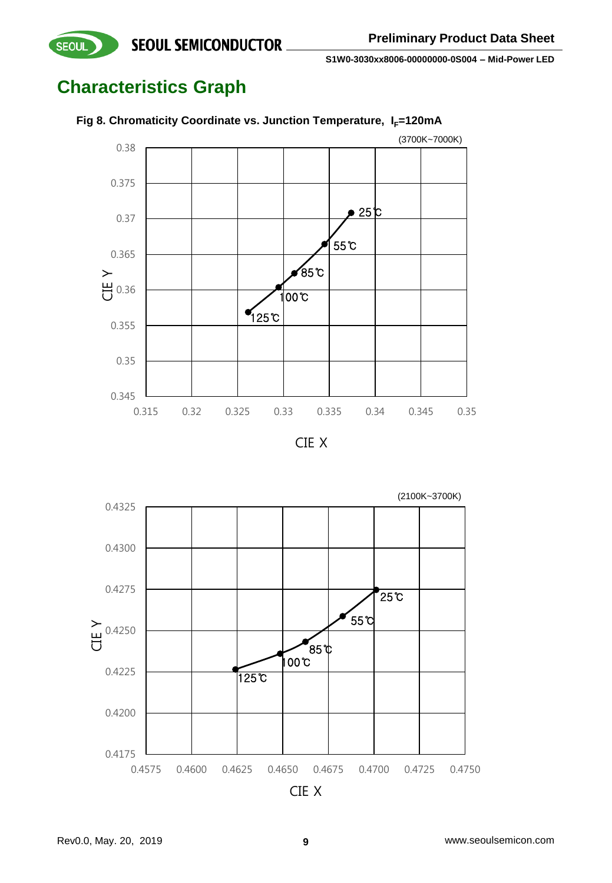# Characteristics Graph

**Fig 8. Chromaticity Coordinate vs. Junction Temperature, $I_F$=120mA**

(3700K~7000K)

CIE Y: 0.345, 0.35, 0.355, 0.36, 0.365, 0.37, 0.375, 0.38

CIE X: 0.315, 0.32, 0.325, 0.33, 0.335, 0.34, 0.345, 0.35

25℃, 55℃, 85℃, 100℃, 125℃

(2100K~3700K)

CIE Y: 0.4175, 0.4200, 0.4225, 0.4250, 0.4275, 0.4300, 0.4325

CIE X: 0.4575, 0.4600, 0.4625, 0.4650, 0.4675, 0.4700, 0.4725, 0.4750

25℃, 55℃, 85℃, 100℃, 125℃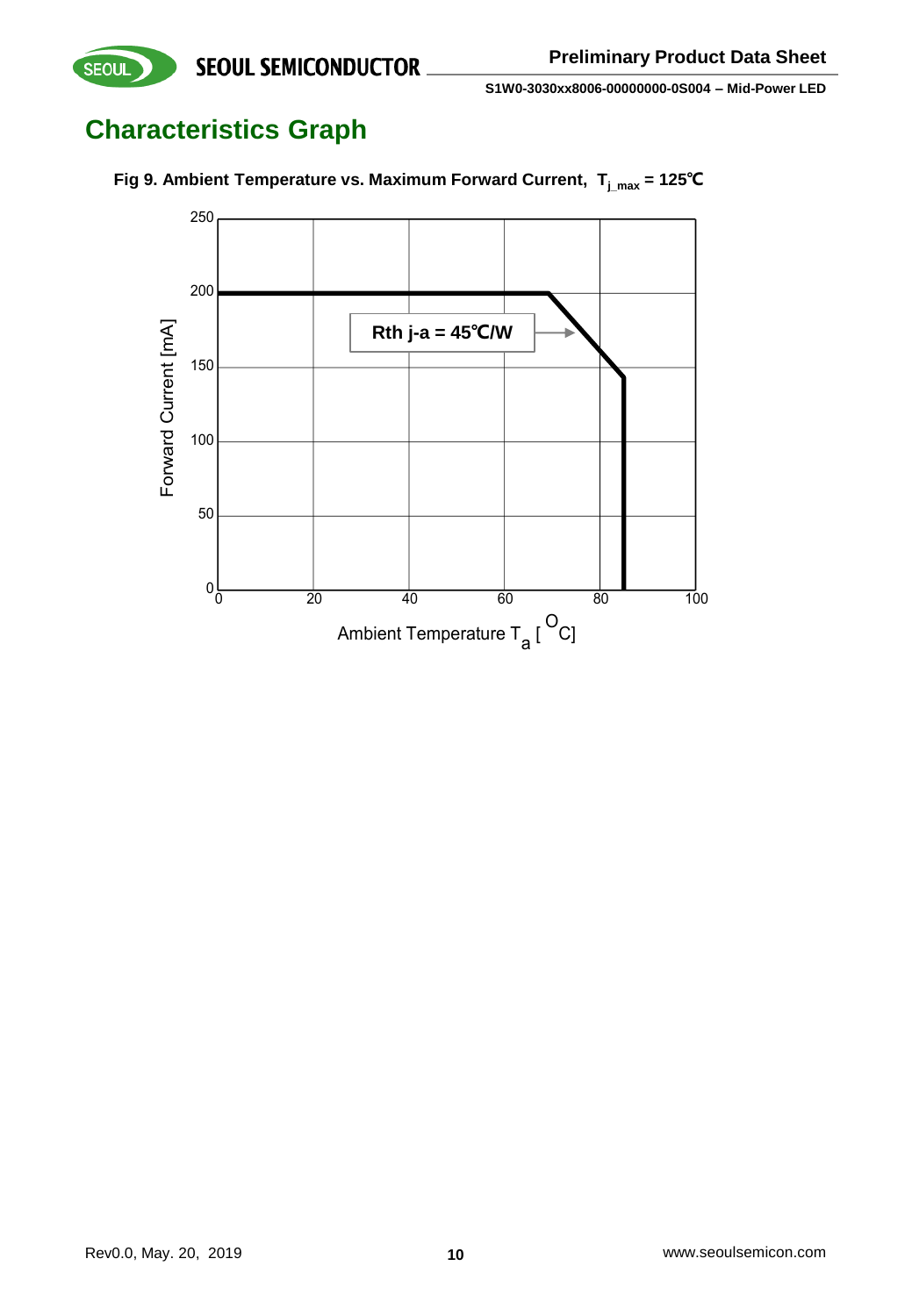# Characteristics Graph

**Fig 9. Ambient Temperature vs. Maximum Forward Current, $T_{j\_max}$ = 125℃**

Rth j-a = 45℃/W

Forward Current [mA]

Ambient Temperature $T_a$ [$^{O}$C]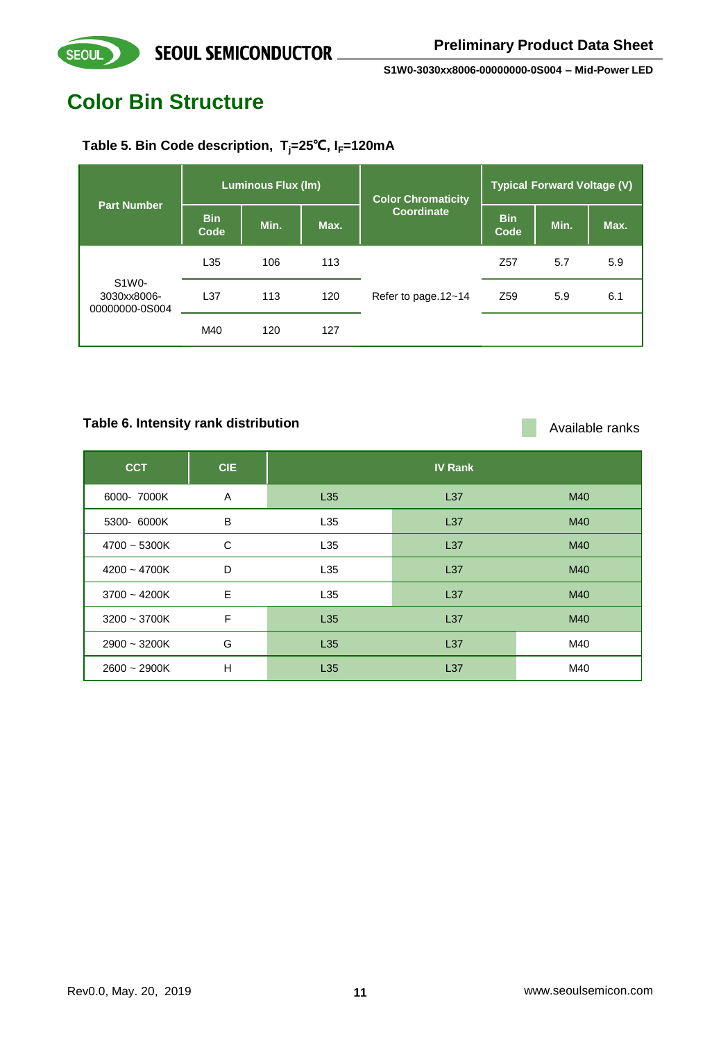## Color Bin Structure

**Table 5. Bin Code description, $T_j$=25℃, $I_F$=120mA**

| Part Number | Luminous Flux (lm) | | | Color Chromaticity Coordinate | Typical Forward Voltage (V) | | |
|---|---|---|---|---|---|---|---|
| | Bin Code | Min. | Max. | | Bin Code | Min. | Max. |
| S1W0-3030xx8006-00000000-0S004 | L35 | 106 | 113 | Refer to page.12~14 | Z57 | 5.7 | 5.9 |
| | L37 | 113 | 120 | | Z59 | 5.9 | 6.1 |
| | M40 | 120 | 127 | | | | |

**Table 6. Intensity rank distribution**

Available ranks (shaded)

| CCT | CIE | IV Rank | | |
|---|---|---|---|---|
| 6000- 7000K | A | L35 (available) | L37 (available) | M40 (available) |
| 5300- 6000K | B | L35 | L37 (available) | M40 (available) |
| 4700 ~ 5300K | C | L35 | L37 (available) | M40 (available) |
| 4200 ~ 4700K | D | L35 | L37 (available) | M40 (available) |
| 3700 ~ 4200K | E | L35 | L37 (available) | M40 (available) |
| 3200 ~ 3700K | F | L35 (available) | L37 (available) | M40 (available) |
| 2900 ~ 3200K | G | L35 (available) | L37 (available) | M40 |
| 2600 ~ 2900K | H | L35 (available) | L37 (available) | M40 |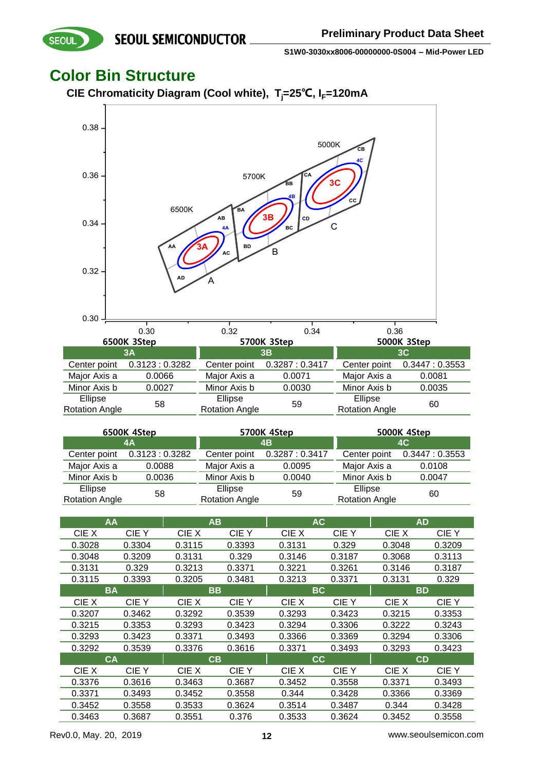## Color Bin Structure

### CIE Chromaticity Diagram (Cool white), $T_j$=25℃, $I_F$=120mA

**6500K 3Step**

| 3A | |
|---|---|
| Center point | 0.3123 : 0.3282 |
| Major Axis a | 0.0066 |
| Minor Axis b | 0.0027 |
| Ellipse Rotation Angle | 58 |

**5700K 3Step**

| 3B | |
|---|---|
| Center point | 0.3287 : 0.3417 |
| Major Axis a | 0.0071 |
| Minor Axis b | 0.0030 |
| Ellipse Rotation Angle | 59 |

**5000K 3Step**

| 3C | |
|---|---|
| Center point | 0.3447 : 0.3553 |
| Major Axis a | 0.0081 |
| Minor Axis b | 0.0035 |
| Ellipse Rotation Angle | 60 |

**6500K 4Step**

| 4A | |
|---|---|
| Center point | 0.3123 : 0.3282 |
| Major Axis a | 0.0088 |
| Minor Axis b | 0.0036 |
| Ellipse Rotation Angle | 58 |

**5700K 4Step**

| 4B | |
|---|---|
| Center point | 0.3287 : 0.3417 |
| Major Axis a | 0.0095 |
| Minor Axis b | 0.0040 |
| Ellipse Rotation Angle | 59 |

**5000K 4Step**

| 4C | |
|---|---|
| Center point | 0.3447 : 0.3553 |
| Major Axis a | 0.0108 |
| Minor Axis b | 0.0047 |
| Ellipse Rotation Angle | 60 |

| AA | | AB | | AC | | AD | |
|---|---|---|---|---|---|---|---|
| CIE X | CIE Y | CIE X | CIE Y | CIE X | CIE Y | CIE X | CIE Y |
| 0.3028 | 0.3304 | 0.3115 | 0.3393 | 0.3131 | 0.329 | 0.3048 | 0.3209 |
| 0.3048 | 0.3209 | 0.3131 | 0.329 | 0.3146 | 0.3187 | 0.3068 | 0.3113 |
| 0.3131 | 0.329 | 0.3213 | 0.3371 | 0.3221 | 0.3261 | 0.3146 | 0.3187 |
| 0.3115 | 0.3393 | 0.3205 | 0.3481 | 0.3213 | 0.3371 | 0.3131 | 0.329 |
| **BA** | | **BB** | | **BC** | | **BD** | |
| CIE X | CIE Y | CIE X | CIE Y | CIE X | CIE Y | CIE X | CIE Y |
| 0.3207 | 0.3462 | 0.3292 | 0.3539 | 0.3293 | 0.3423 | 0.3215 | 0.3353 |
| 0.3215 | 0.3353 | 0.3293 | 0.3423 | 0.3294 | 0.3306 | 0.3222 | 0.3243 |
| 0.3293 | 0.3423 | 0.3371 | 0.3493 | 0.3366 | 0.3369 | 0.3294 | 0.3306 |
| 0.3292 | 0.3539 | 0.3376 | 0.3616 | 0.3371 | 0.3493 | 0.3293 | 0.3423 |
| **CA** | | **CB** | | **CC** | | **CD** | |
| CIE X | CIE Y | CIE X | CIE Y | CIE X | CIE Y | CIE X | CIE Y |
| 0.3376 | 0.3616 | 0.3463 | 0.3687 | 0.3452 | 0.3558 | 0.3371 | 0.3493 |
| 0.3371 | 0.3493 | 0.3452 | 0.3558 | 0.344 | 0.3428 | 0.3366 | 0.3369 |
| 0.3452 | 0.3558 | 0.3533 | 0.3624 | 0.3514 | 0.3487 | 0.344 | 0.3428 |
| 0.3463 | 0.3687 | 0.3551 | 0.376 | 0.3533 | 0.3624 | 0.3452 | 0.3558 |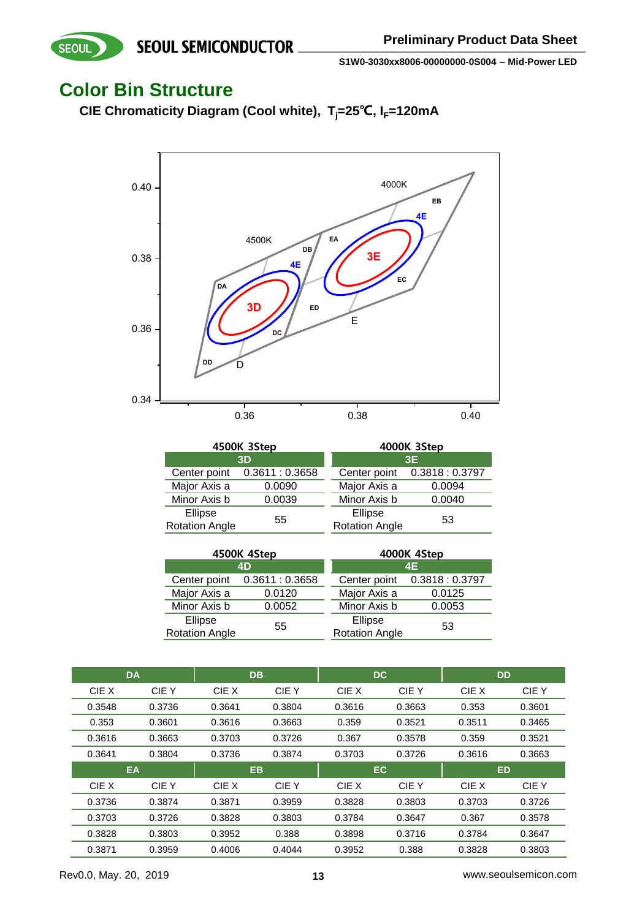## Color Bin Structure

### CIE Chromaticity Diagram (Cool white), $T_j$=25℃, $I_F$=120mA

| 4500K 3Step | |
|---|---|
| **3D** | |
| Center point | 0.3611 : 0.3658 |
| Major Axis a | 0.0090 |
| Minor Axis b | 0.0039 |
| Ellipse Rotation Angle | 55 |

| 4000K 3Step | |
|---|---|
| **3E** | |
| Center point | 0.3818 : 0.3797 |
| Major Axis a | 0.0094 |
| Minor Axis b | 0.0040 |
| Ellipse Rotation Angle | 53 |

| 4500K 4Step | |
|---|---|
| **4D** | |
| Center point | 0.3611 : 0.3658 |
| Major Axis a | 0.0120 |
| Minor Axis b | 0.0052 |
| Ellipse Rotation Angle | 55 |

| 4000K 4Step | |
|---|---|
| **4E** | |
| Center point | 0.3818 : 0.3797 |
| Major Axis a | 0.0125 |
| Minor Axis b | 0.0053 |
| Ellipse Rotation Angle | 53 |

| DA | | DB | | DC | | DD | |
|---|---|---|---|---|---|---|---|
| CIE X | CIE Y | CIE X | CIE Y | CIE X | CIE Y | CIE X | CIE Y |
| 0.3548 | 0.3736 | 0.3641 | 0.3804 | 0.3616 | 0.3663 | 0.353 | 0.3601 |
| 0.353 | 0.3601 | 0.3616 | 0.3663 | 0.359 | 0.3521 | 0.3511 | 0.3465 |
| 0.3616 | 0.3663 | 0.3703 | 0.3726 | 0.367 | 0.3578 | 0.359 | 0.3521 |
| 0.3641 | 0.3804 | 0.3736 | 0.3874 | 0.3703 | 0.3726 | 0.3616 | 0.3663 |
| **EA** | | **EB** | | **EC** | | **ED** | |
| CIE X | CIE Y | CIE X | CIE Y | CIE X | CIE Y | CIE X | CIE Y |
| 0.3736 | 0.3874 | 0.3871 | 0.3959 | 0.3828 | 0.3803 | 0.3703 | 0.3726 |
| 0.3703 | 0.3726 | 0.3828 | 0.3803 | 0.3784 | 0.3647 | 0.367 | 0.3578 |
| 0.3828 | 0.3803 | 0.3952 | 0.388 | 0.3898 | 0.3716 | 0.3784 | 0.3647 |
| 0.3871 | 0.3959 | 0.4006 | 0.4044 | 0.3952 | 0.388 | 0.3828 | 0.3803 |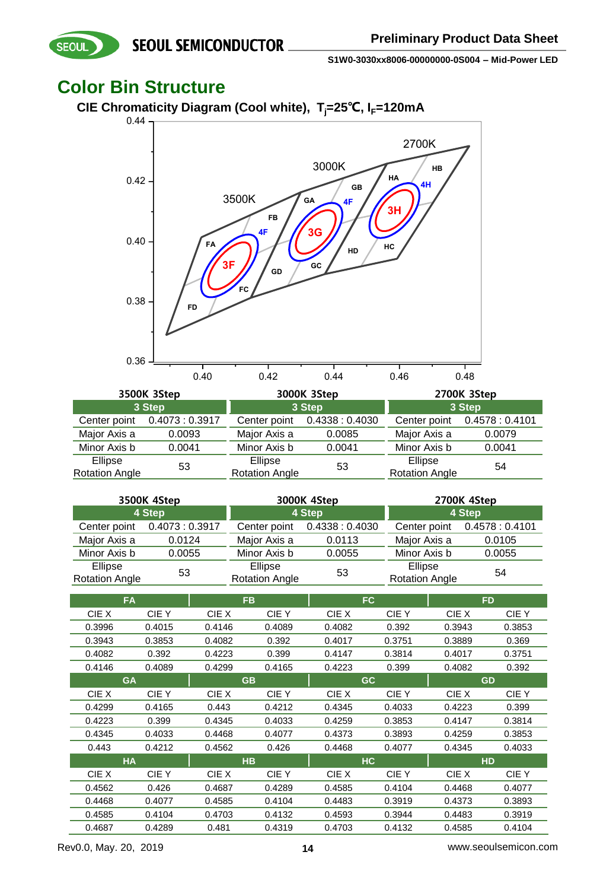## Color Bin Structure

**CIE Chromaticity Diagram (Cool white), $T_j$=25℃, $I_F$=120mA**

**3500K 3Step**

| 3 Step | |
|---|---|
| Center point | 0.4073 : 0.3917 |
| Major Axis a | 0.0093 |
| Minor Axis b | 0.0041 |
| Ellipse Rotation Angle | 53 |

**3000K 3Step**

| 3 Step | |
|---|---|
| Center point | 0.4338 : 0.4030 |
| Major Axis a | 0.0085 |
| Minor Axis b | 0.0041 |
| Ellipse Rotation Angle | 53 |

**2700K 3Step**

| 3 Step | |
|---|---|
| Center point | 0.4578 : 0.4101 |
| Major Axis a | 0.0079 |
| Minor Axis b | 0.0041 |
| Ellipse Rotation Angle | 54 |

**3500K 4Step**

| 4 Step | |
|---|---|
| Center point | 0.4073 : 0.3917 |
| Major Axis a | 0.0124 |
| Minor Axis b | 0.0055 |
| Ellipse Rotation Angle | 53 |

**3000K 4Step**

| 4 Step | |
|---|---|
| Center point | 0.4338 : 0.4030 |
| Major Axis a | 0.0113 |
| Minor Axis b | 0.0055 |
| Ellipse Rotation Angle | 53 |

**2700K 4Step**

| 4 Step | |
|---|---|
| Center point | 0.4578 : 0.4101 |
| Major Axis a | 0.0105 |
| Minor Axis b | 0.0055 |
| Ellipse Rotation Angle | 54 |

| FA | | FB | | FC | | FD | |
|---|---|---|---|---|---|---|---|
| CIE X | CIE Y | CIE X | CIE Y | CIE X | CIE Y | CIE X | CIE Y |
| 0.3996 | 0.4015 | 0.4146 | 0.4089 | 0.4082 | 0.392 | 0.3943 | 0.3853 |
| 0.3943 | 0.3853 | 0.4082 | 0.392 | 0.4017 | 0.3751 | 0.3889 | 0.369 |
| 0.4082 | 0.392 | 0.4223 | 0.399 | 0.4147 | 0.3814 | 0.4017 | 0.3751 |
| 0.4146 | 0.4089 | 0.4299 | 0.4165 | 0.4223 | 0.399 | 0.4082 | 0.392 |
| **GA** | | **GB** | | **GC** | | **GD** | |
| CIE X | CIE Y | CIE X | CIE Y | CIE X | CIE Y | CIE X | CIE Y |
| 0.4299 | 0.4165 | 0.443 | 0.4212 | 0.4345 | 0.4033 | 0.4223 | 0.399 |
| 0.4223 | 0.399 | 0.4345 | 0.4033 | 0.4259 | 0.3853 | 0.4147 | 0.3814 |
| 0.4345 | 0.4033 | 0.4468 | 0.4077 | 0.4373 | 0.3893 | 0.4259 | 0.3853 |
| 0.443 | 0.4212 | 0.4562 | 0.426 | 0.4468 | 0.4077 | 0.4345 | 0.4033 |
| **HA** | | **HB** | | **HC** | | **HD** | |
| CIE X | CIE Y | CIE X | CIE Y | CIE X | CIE Y | CIE X | CIE Y |
| 0.4562 | 0.426 | 0.4687 | 0.4289 | 0.4585 | 0.4104 | 0.4468 | 0.4077 |
| 0.4468 | 0.4077 | 0.4585 | 0.4104 | 0.4483 | 0.3919 | 0.4373 | 0.3893 |
| 0.4585 | 0.4104 | 0.4703 | 0.4132 | 0.4593 | 0.3944 | 0.4483 | 0.3919 |
| 0.4687 | 0.4289 | 0.481 | 0.4319 | 0.4703 | 0.4132 | 0.4585 | 0.4104 |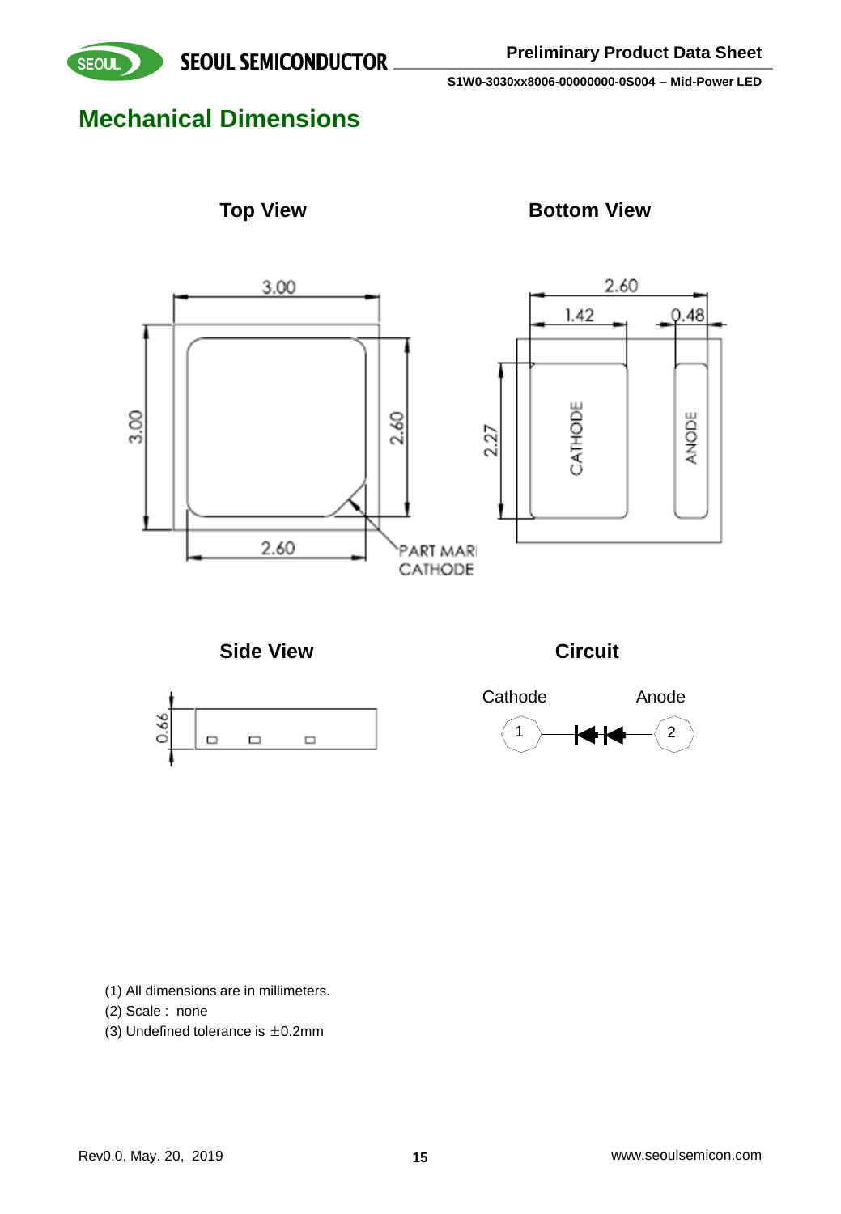## Mechanical Dimensions

**Top View**

**Bottom View**

3.00

3.00

2.60

2.60

PART MARK CATHODE

2.60

1.42

0.48

2.27

CATHODE

ANODE

**Side View**

0.66

**Circuit**

Cathode 1 — Anode 2

(1) All dimensions are in millimeters.
(2) Scale : none
(3) Undefined tolerance is ±0.2mm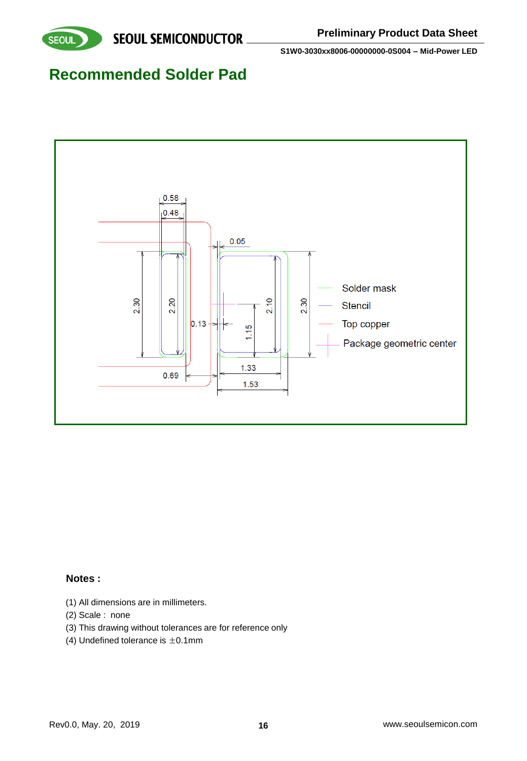# Recommended Solder Pad

0.58

0.48

0.05

2.30

2.20

0.13

1.15

2.10

2.30

Solder mask

Stencil

Top copper

Package geometric center

1.33

0.69

1.53

**Notes :**

(1) All dimensions are in millimeters.

(2) Scale : none

(3) This drawing without tolerances are for reference only

(4) Undefined tolerance is ±0.1mm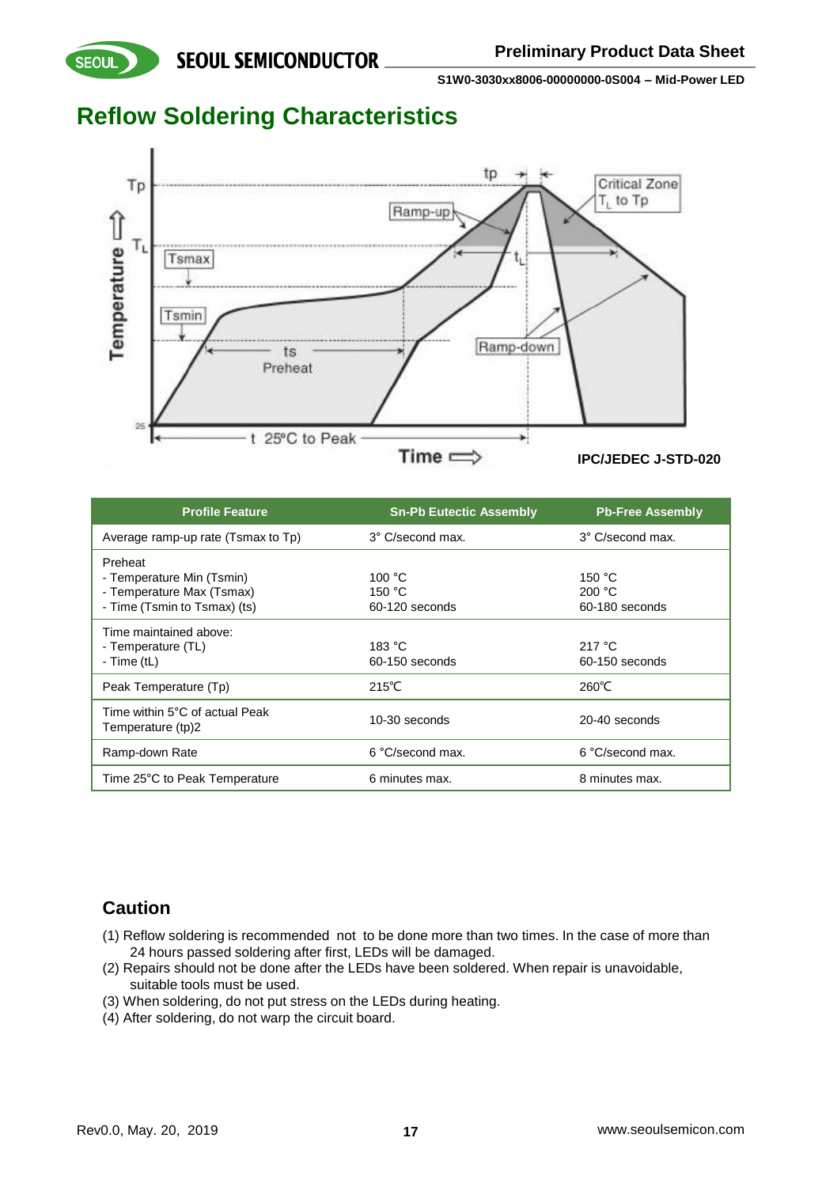# Reflow Soldering Characteristics

IPC/JEDEC J-STD-020

| Profile Feature | Sn-Pb Eutectic Assembly | Pb-Free Assembly |
|---|---|---|
| Average ramp-up rate (Tsmax to Tp) | 3° C/second max. | 3° C/second max. |
| Preheat<br>- Temperature Min (Tsmin)<br>- Temperature Max (Tsmax)<br>- Time (Tsmin to Tsmax) (ts) | <br>100 °C<br>150 °C<br>60-120 seconds | <br>150 °C<br>200 °C<br>60-180 seconds |
| Time maintained above:<br>- Temperature (TL)<br>- Time (tL) | <br>183 °C<br>60-150 seconds | <br>217 °C<br>60-150 seconds |
| Peak Temperature (Tp) | 215℃ | 260℃ |
| Time within 5°C of actual Peak Temperature (tp)2 | 10-30 seconds | 20-40 seconds |
| Ramp-down Rate | 6 °C/second max. | 6 °C/second max. |
| Time 25°C to Peak Temperature | 6 minutes max. | 8 minutes max. |

## Caution

(1) Reflow soldering is recommended not to be done more than two times. In the case of more than 24 hours passed soldering after first, LEDs will be damaged.
(2) Repairs should not be done after the LEDs have been soldered. When repair is unavoidable, suitable tools must be used.
(3) When soldering, do not put stress on the LEDs during heating.
(4) After soldering, do not warp the circuit board.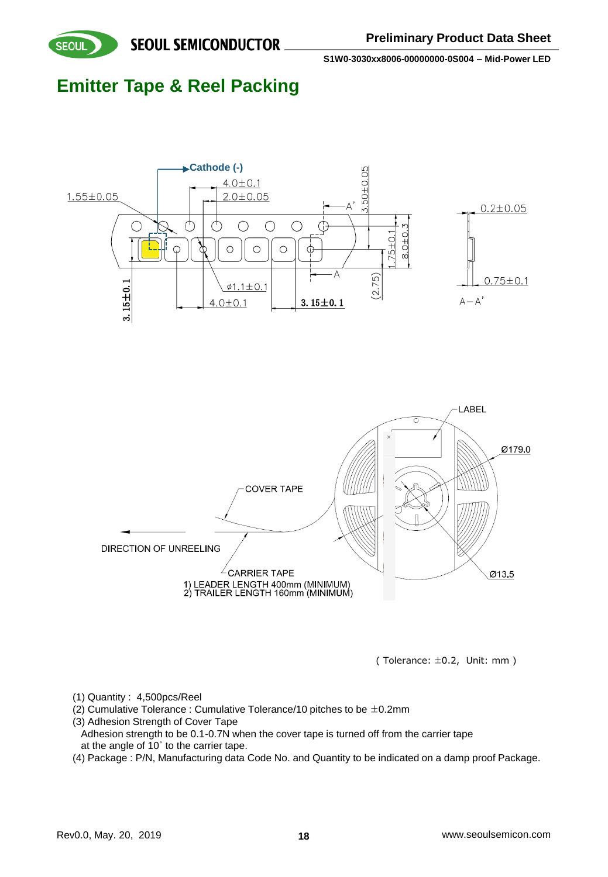# Emitter Tape & Reel Packing

( Tolerance: ±0.2, Unit: mm )

(1) Quantity : 4,500pcs/Reel

(2) Cumulative Tolerance : Cumulative Tolerance/10 pitches to be ±0.2mm

(3) Adhesion Strength of Cover Tape

Adhesion strength to be 0.1-0.7N when the cover tape is turned off from the carrier tape at the angle of 10˚ to the carrier tape.

(4) Package : P/N, Manufacturing data Code No. and Quantity to be indicated on a damp proof Package.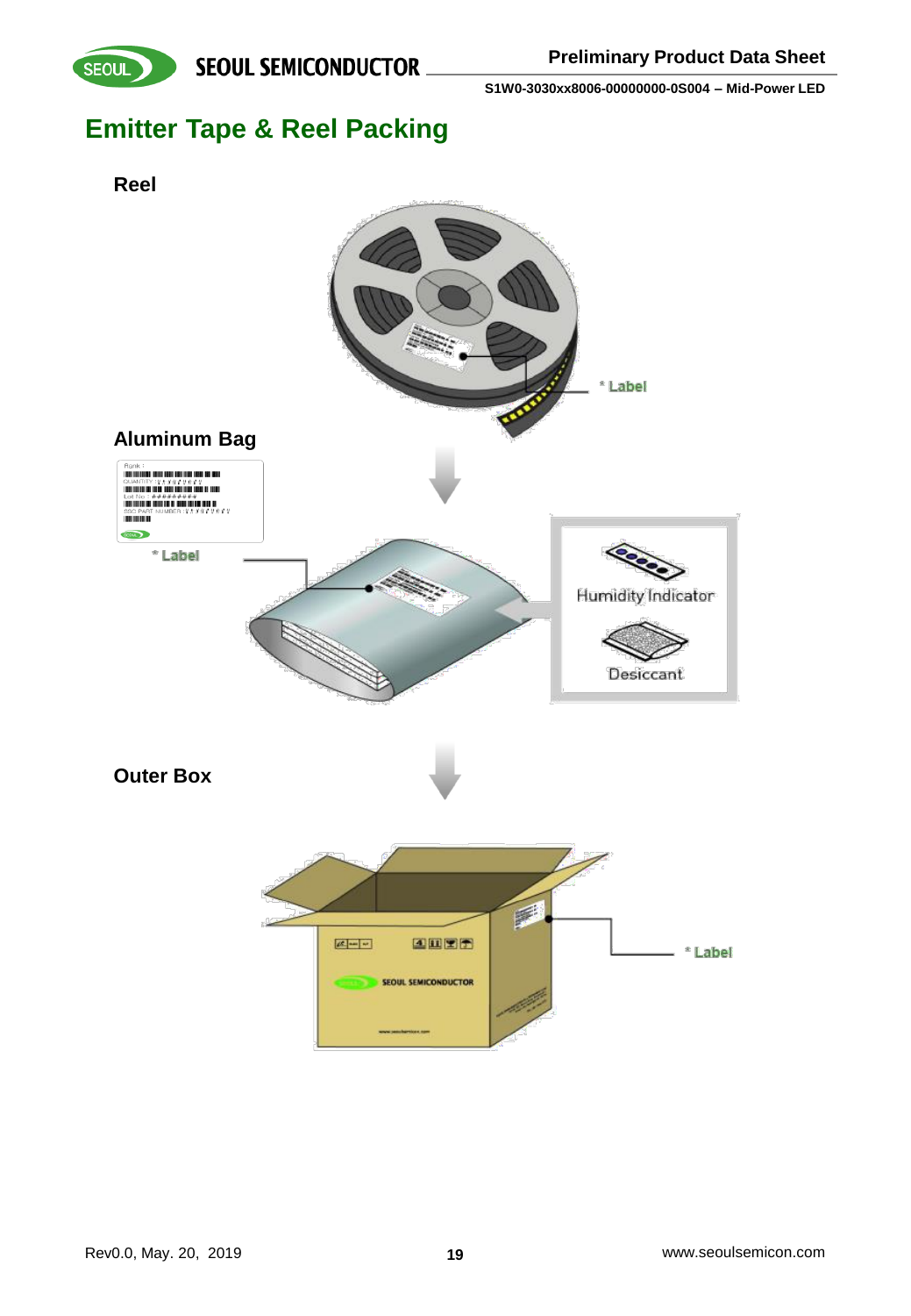# Emitter Tape & Reel Packing

### Reel

* Label

### Aluminum Bag

* Label

Humidity Indicator

Desiccant

### Outer Box

* Label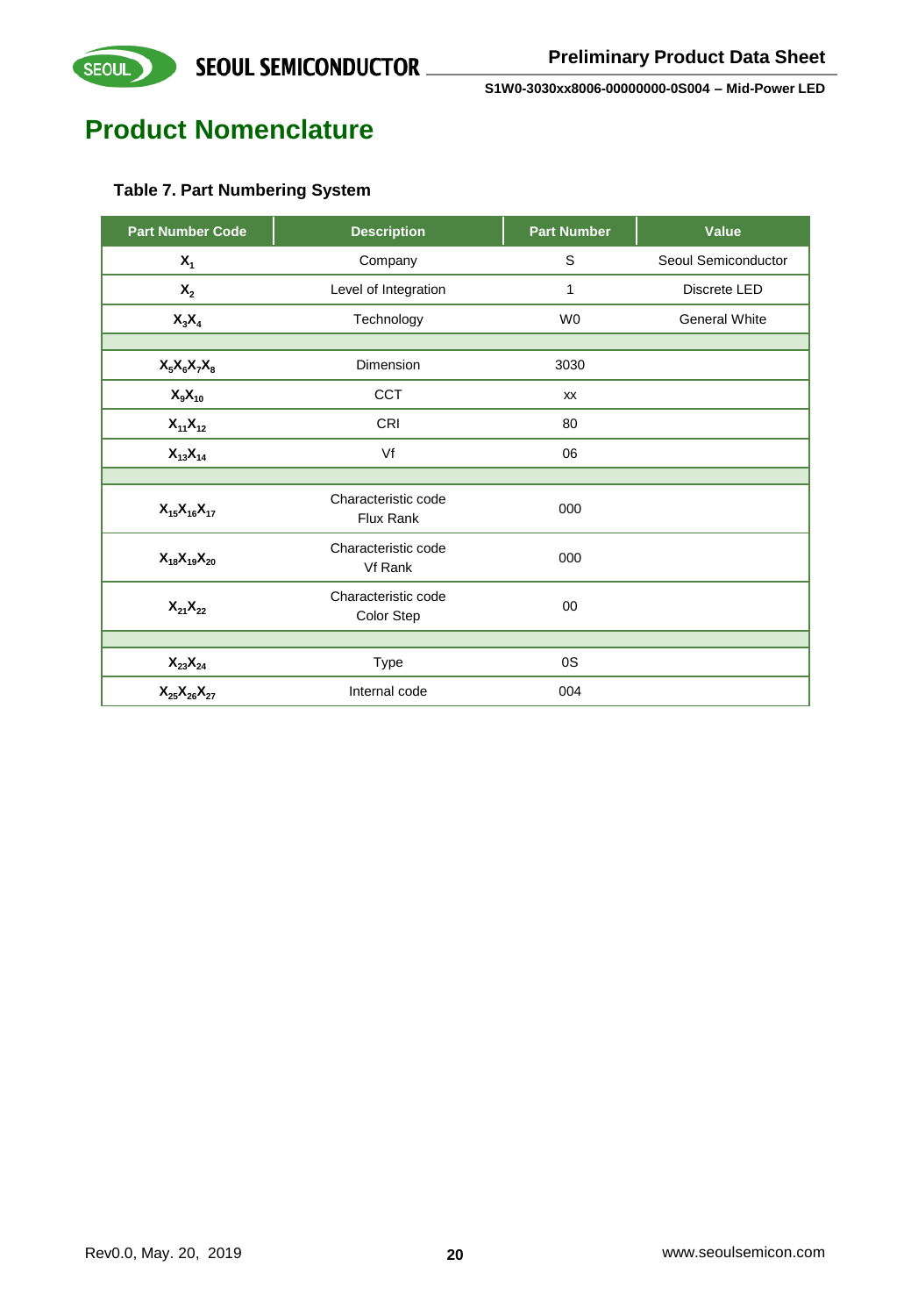# Product Nomenclature

**Table 7. Part Numbering System**

| Part Number Code | Description | Part Number | Value |
|---|---|---|---|
| $X_1$ | Company | S | Seoul Semiconductor |
| $X_2$ | Level of Integration | 1 | Discrete LED |
| $X_3X_4$ | Technology | W0 | General White |
| | | | |
| $X_5X_6X_7X_8$ | Dimension | 3030 | |
| $X_9X_{10}$ | CCT | xx | |
| $X_{11}X_{12}$ | CRI | 80 | |
| $X_{13}X_{14}$ | Vf | 06 | |
| | | | |
| $X_{15}X_{16}X_{17}$ | Characteristic code Flux Rank | 000 | |
| $X_{18}X_{19}X_{20}$ | Characteristic code Vf Rank | 000 | |
| $X_{21}X_{22}$ | Characteristic code Color Step | 00 | |
| | | | |
| $X_{23}X_{24}$ | Type | 0S | |
| $X_{25}X_{26}X_{27}$ | Internal code | 004 | |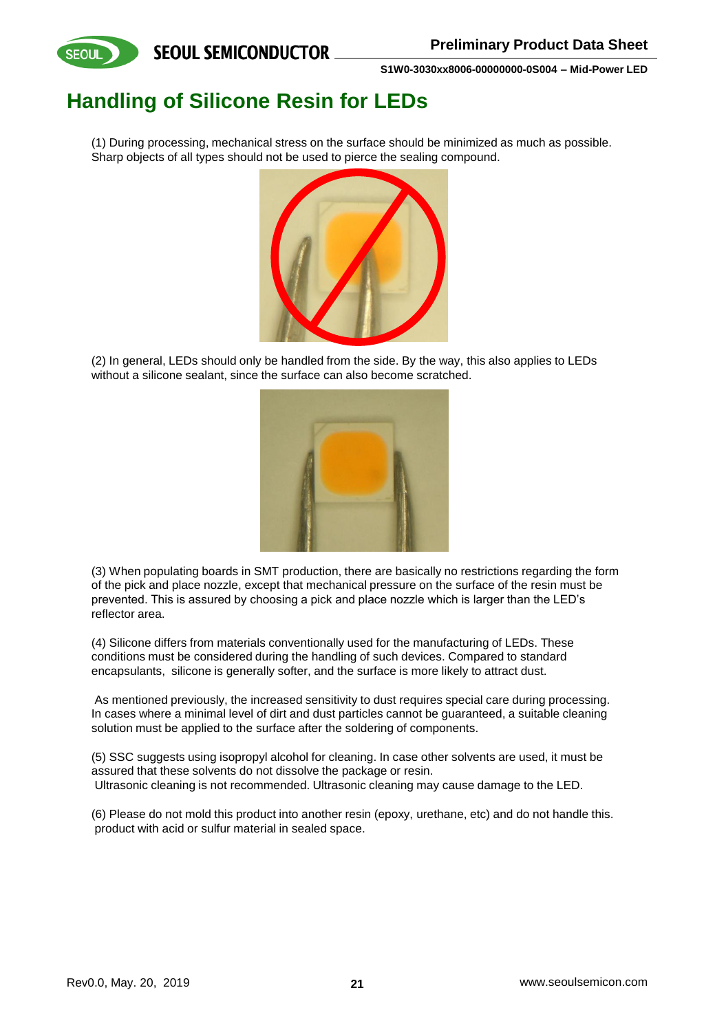# Handling of Silicone Resin for LEDs

(1) During processing, mechanical stress on the surface should be minimized as much as possible. Sharp objects of all types should not be used to pierce the sealing compound.

(2) In general, LEDs should only be handled from the side. By the way, this also applies to LEDs without a silicone sealant, since the surface can also become scratched.

(3) When populating boards in SMT production, there are basically no restrictions regarding the form of the pick and place nozzle, except that mechanical pressure on the surface of the resin must be prevented. This is assured by choosing a pick and place nozzle which is larger than the LED's reflector area.

(4) Silicone differs from materials conventionally used for the manufacturing of LEDs. These conditions must be considered during the handling of such devices. Compared to standard encapsulants, silicone is generally softer, and the surface is more likely to attract dust.

As mentioned previously, the increased sensitivity to dust requires special care during processing. In cases where a minimal level of dirt and dust particles cannot be guaranteed, a suitable cleaning solution must be applied to the surface after the soldering of components.

(5) SSC suggests using isopropyl alcohol for cleaning. In case other solvents are used, it must be assured that these solvents do not dissolve the package or resin.
Ultrasonic cleaning is not recommended. Ultrasonic cleaning may cause damage to the LED.

(6) Please do not mold this product into another resin (epoxy, urethane, etc) and do not handle this. product with acid or sulfur material in sealed space.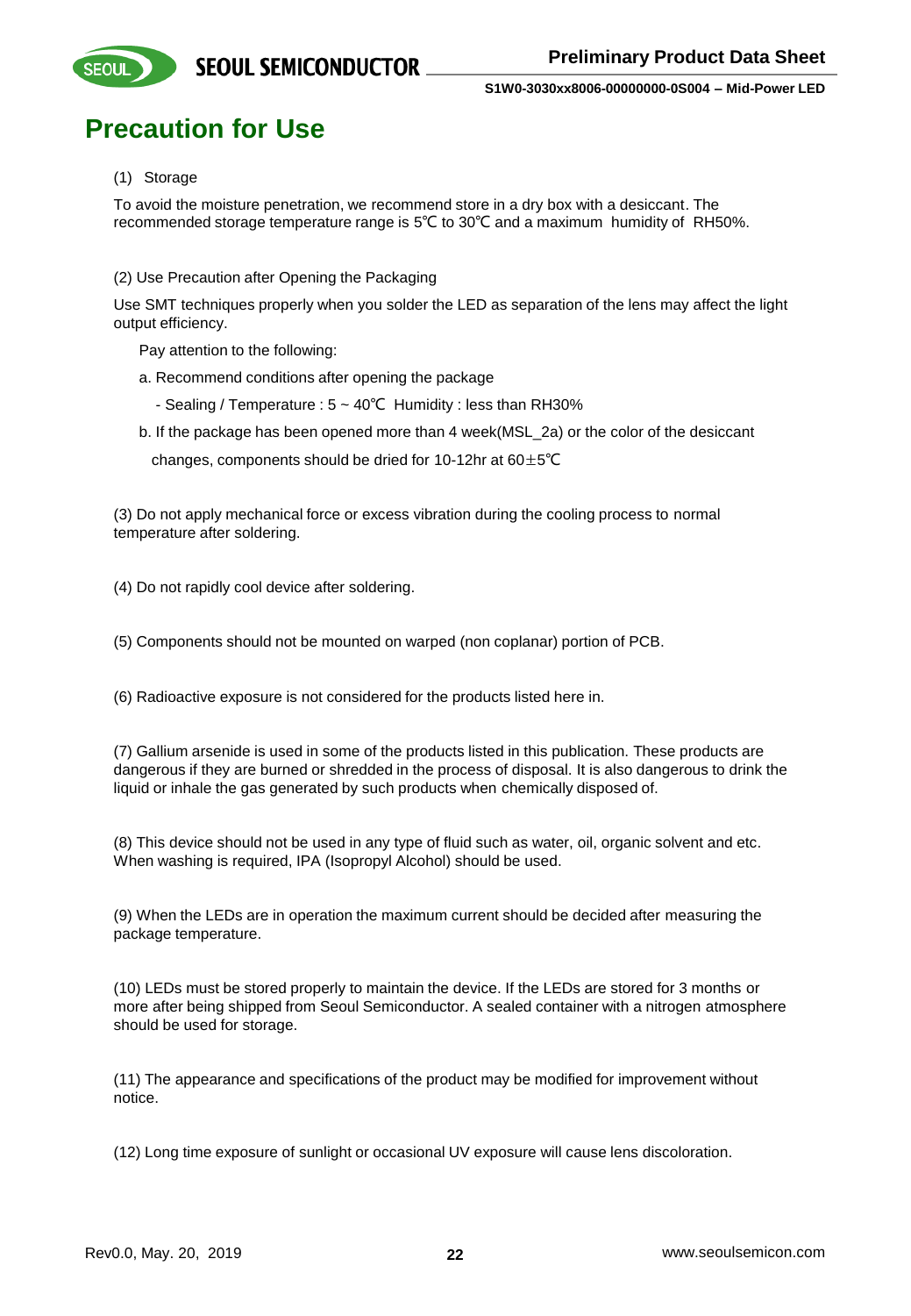# Precaution for Use

(1) Storage

To avoid the moisture penetration, we recommend store in a dry box with a desiccant. The recommended storage temperature range is 5℃ to 30℃ and a maximum humidity of RH50%.

(2) Use Precaution after Opening the Packaging

Use SMT techniques properly when you solder the LED as separation of the lens may affect the light output efficiency.

Pay attention to the following:

a. Recommend conditions after opening the package

- Sealing / Temperature : 5 ~ 40℃ Humidity : less than RH30%

b. If the package has been opened more than 4 week(MSL_2a) or the color of the desiccant changes, components should be dried for 10-12hr at 60±5℃

(3) Do not apply mechanical force or excess vibration during the cooling process to normal temperature after soldering.

(4) Do not rapidly cool device after soldering.

(5) Components should not be mounted on warped (non coplanar) portion of PCB.

(6) Radioactive exposure is not considered for the products listed here in.

(7) Gallium arsenide is used in some of the products listed in this publication. These products are dangerous if they are burned or shredded in the process of disposal. It is also dangerous to drink the liquid or inhale the gas generated by such products when chemically disposed of.

(8) This device should not be used in any type of fluid such as water, oil, organic solvent and etc. When washing is required, IPA (Isopropyl Alcohol) should be used.

(9) When the LEDs are in operation the maximum current should be decided after measuring the package temperature.

(10) LEDs must be stored properly to maintain the device. If the LEDs are stored for 3 months or more after being shipped from Seoul Semiconductor. A sealed container with a nitrogen atmosphere should be used for storage.

(11) The appearance and specifications of the product may be modified for improvement without notice.

(12) Long time exposure of sunlight or occasional UV exposure will cause lens discoloration.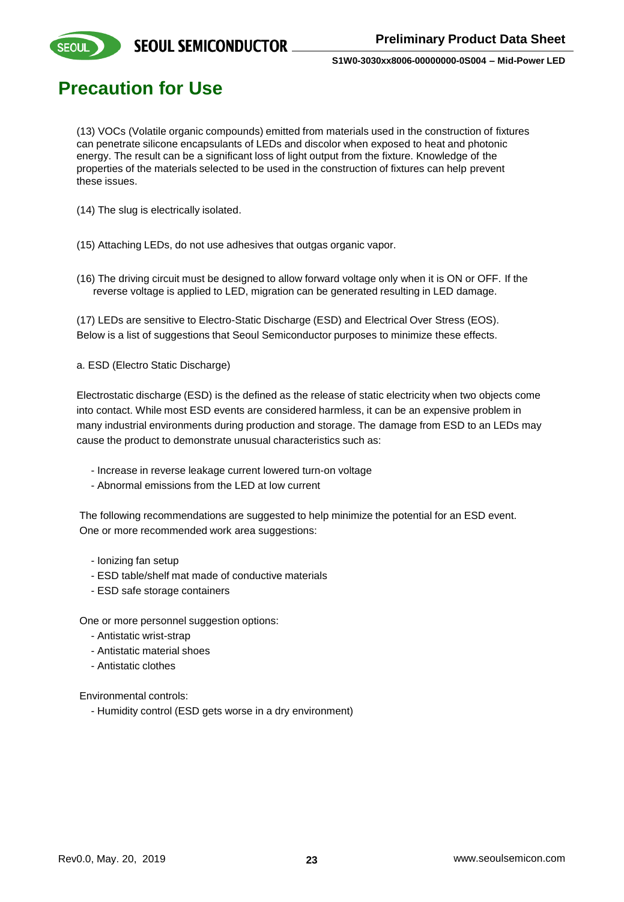// Precaution for Use

(13) VOCs (Volatile organic compounds) emitted from materials used in the construction of fixtures can penetrate silicone encapsulants of LEDs and discolor when exposed to heat and photonic energy. The result can be a significant loss of light output from the fixture. Knowledge of the properties of the materials selected to be used in the construction of fixtures can help prevent these issues.

(14) The slug is electrically isolated.

(15) Attaching LEDs, do not use adhesives that outgas organic vapor.

(16) The driving circuit must be designed to allow forward voltage only when it is ON or OFF. If the reverse voltage is applied to LED, migration can be generated resulting in LED damage.

(17) LEDs are sensitive to Electro-Static Discharge (ESD) and Electrical Over Stress (EOS). Below is a list of suggestions that Seoul Semiconductor purposes to minimize these effects.

a. ESD (Electro Static Discharge)

Electrostatic discharge (ESD) is the defined as the release of static electricity when two objects come into contact. While most ESD events are considered harmless, it can be an expensive problem in many industrial environments during production and storage. The damage from ESD to an LEDs may cause the product to demonstrate unusual characteristics such as:

- Increase in reverse leakage current lowered turn-on voltage
- Abnormal emissions from the LED at low current

The following recommendations are suggested to help minimize the potential for an ESD event. One or more recommended work area suggestions:

- Ionizing fan setup
- ESD table/shelf mat made of conductive materials
- ESD safe storage containers

One or more personnel suggestion options:

- Antistatic wrist-strap
- Antistatic material shoes
- Antistatic clothes

Environmental controls:

- Humidity control (ESD gets worse in a dry environment)

# Precaution for Use

(13) VOCs (Volatile organic compounds) emitted from materials used in the construction of fixtures can penetrate silicone encapsulants of LEDs and discolor when exposed to heat and photonic energy. The result can be a significant loss of light output from the fixture. Knowledge of the properties of the materials selected to be used in the construction of fixtures can help prevent these issues.

(14) The slug is electrically isolated.

(15) Attaching LEDs, do not use adhesives that outgas organic vapor.

(16) The driving circuit must be designed to allow forward voltage only when it is ON or OFF. If the reverse voltage is applied to LED, migration can be generated resulting in LED damage.

(17) LEDs are sensitive to Electro-Static Discharge (ESD) and Electrical Over Stress (EOS). Below is a list of suggestions that Seoul Semiconductor purposes to minimize these effects.

a. ESD (Electro Static Discharge)

Electrostatic discharge (ESD) is the defined as the release of static electricity when two objects come into contact. While most ESD events are considered harmless, it can be an expensive problem in many industrial environments during production and storage. The damage from ESD to an LEDs may cause the product to demonstrate unusual characteristics such as:

- Increase in reverse leakage current lowered turn-on voltage
- Abnormal emissions from the LED at low current

The following recommendations are suggested to help minimize the potential for an ESD event. One or more recommended work area suggestions:

- Ionizing fan setup
- ESD table/shelf mat made of conductive materials
- ESD safe storage containers

One or more personnel suggestion options:

- Antistatic wrist-strap
- Antistatic material shoes
- Antistatic clothes

Environmental controls:

- Humidity control (ESD gets worse in a dry environment)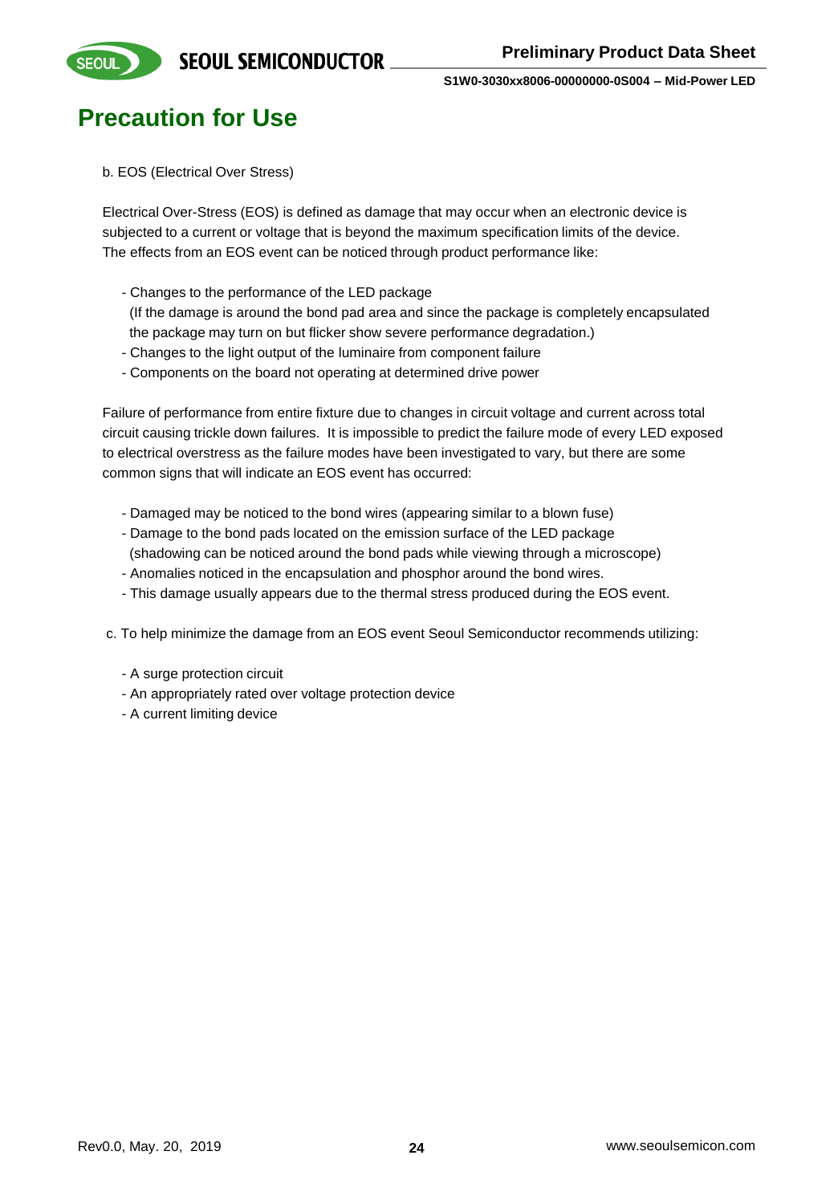# Precaution for Use

b. EOS (Electrical Over Stress)

Electrical Over-Stress (EOS) is defined as damage that may occur when an electronic device is subjected to a current or voltage that is beyond the maximum specification limits of the device. The effects from an EOS event can be noticed through product performance like:

- Changes to the performance of the LED package
  (If the damage is around the bond pad area and since the package is completely encapsulated the package may turn on but flicker show severe performance degradation.)
- Changes to the light output of the luminaire from component failure
- Components on the board not operating at determined drive power

Failure of performance from entire fixture due to changes in circuit voltage and current across total circuit causing trickle down failures. It is impossible to predict the failure mode of every LED exposed to electrical overstress as the failure modes have been investigated to vary, but there are some common signs that will indicate an EOS event has occurred:

- Damaged may be noticed to the bond wires (appearing similar to a blown fuse)
- Damage to the bond pads located on the emission surface of the LED package
  (shadowing can be noticed around the bond pads while viewing through a microscope)
- Anomalies noticed in the encapsulation and phosphor around the bond wires.
- This damage usually appears due to the thermal stress produced during the EOS event.

c. To help minimize the damage from an EOS event Seoul Semiconductor recommends utilizing:

- A surge protection circuit
- An appropriately rated over voltage protection device
- A current limiting device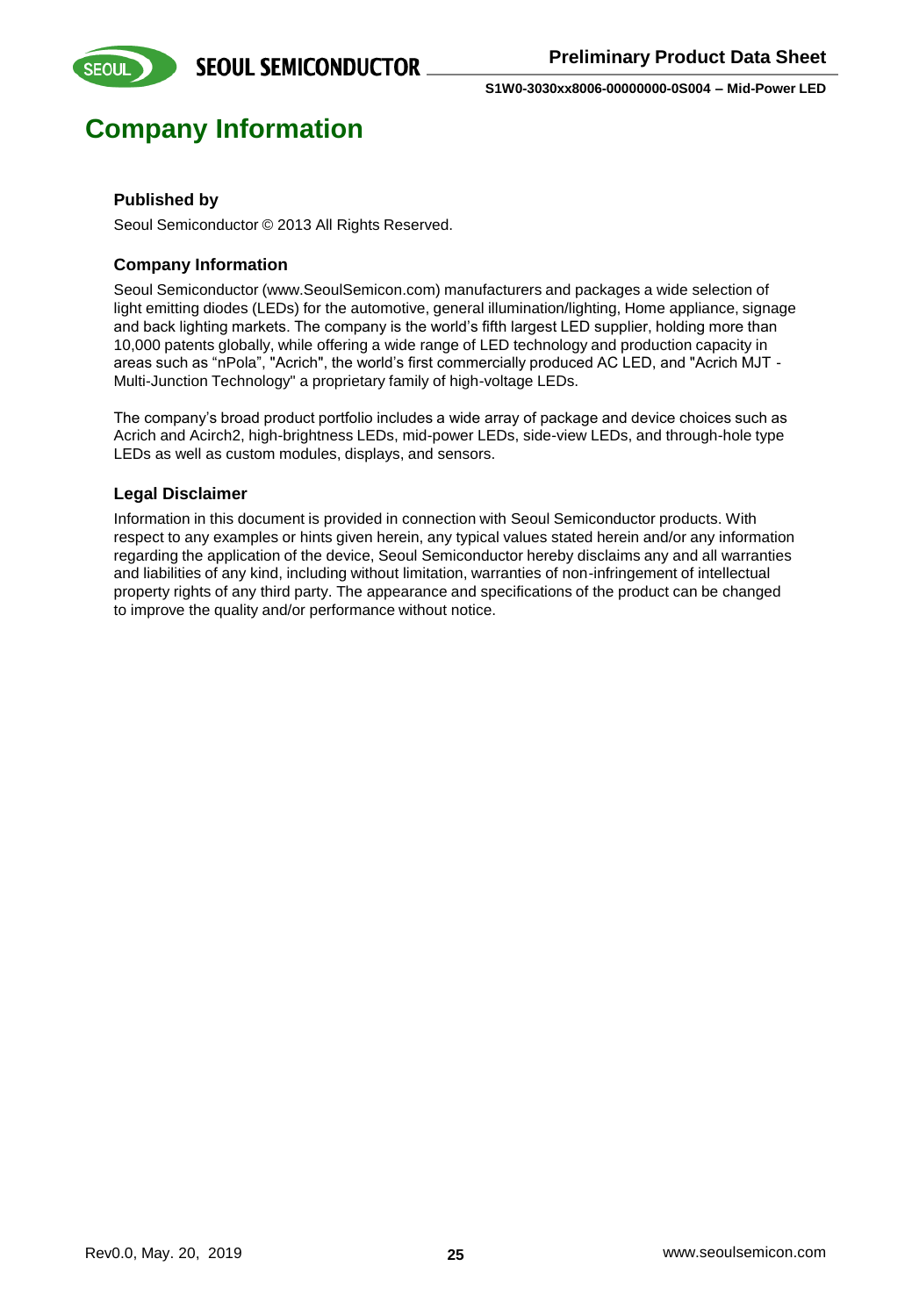# Company Information

### Published by

Seoul Semiconductor © 2013 All Rights Reserved.

### Company Information

Seoul Semiconductor (www.SeoulSemicon.com) manufacturers and packages a wide selection of light emitting diodes (LEDs) for the automotive, general illumination/lighting, Home appliance, signage and back lighting markets. The company is the world's fifth largest LED supplier, holding more than 10,000 patents globally, while offering a wide range of LED technology and production capacity in areas such as "nPola", "Acrich", the world's first commercially produced AC LED, and "Acrich MJT - Multi-Junction Technology" a proprietary family of high-voltage LEDs.

The company's broad product portfolio includes a wide array of package and device choices such as Acrich and Acirch2, high-brightness LEDs, mid-power LEDs, side-view LEDs, and through-hole type LEDs as well as custom modules, displays, and sensors.

### Legal Disclaimer

Information in this document is provided in connection with Seoul Semiconductor products. With respect to any examples or hints given herein, any typical values stated herein and/or any information regarding the application of the device, Seoul Semiconductor hereby disclaims any and all warranties and liabilities of any kind, including without limitation, warranties of non-infringement of intellectual property rights of any third party. The appearance and specifications of the product can be changed to improve the quality and/or performance without notice.